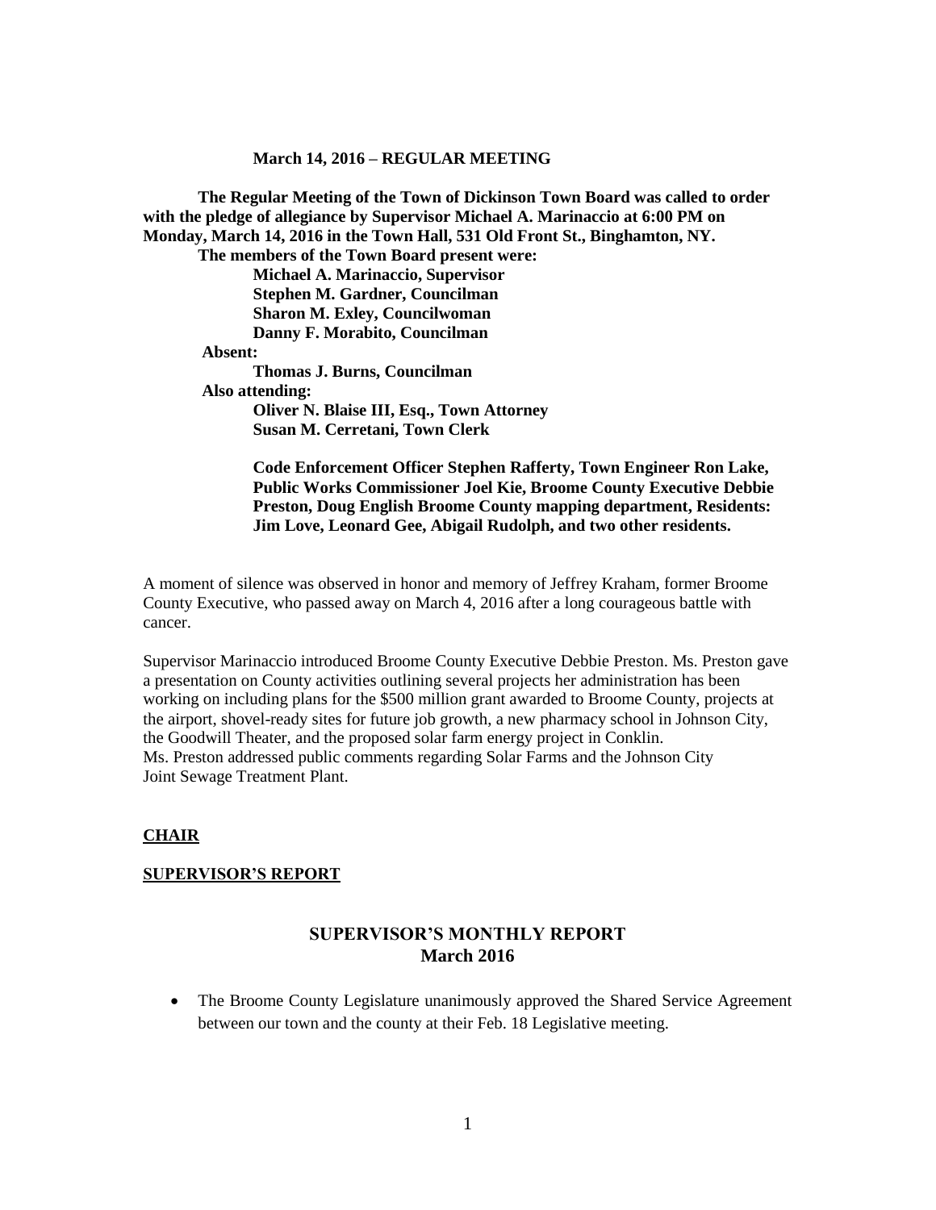**March 14, 2016 – REGULAR MEETING**

**The Regular Meeting of the Town of Dickinson Town Board was called to order with the pledge of allegiance by Supervisor Michael A. Marinaccio at 6:00 PM on Monday, March 14, 2016 in the Town Hall, 531 Old Front St., Binghamton, NY.**

**The members of the Town Board present were:**

**Michael A. Marinaccio, Supervisor**
**Stephen M. Gardner, Councilman**
**Sharon M. Exley, Councilwoman**
**Danny F. Morabito, Councilman**

**Absent:**

**Thomas J. Burns, Councilman**

**Also attending:**

**Oliver N. Blaise III, Esq., Town Attorney**
**Susan M. Cerretani, Town Clerk**

**Code Enforcement Officer Stephen Rafferty, Town Engineer Ron Lake, Public Works Commissioner Joel Kie, Broome County Executive Debbie Preston, Doug English Broome County mapping department, Residents: Jim Love, Leonard Gee, Abigail Rudolph, and two other residents.**

A moment of silence was observed in honor and memory of Jeffrey Kraham, former Broome County Executive, who passed away on March 4, 2016 after a long courageous battle with cancer.

Supervisor Marinaccio introduced Broome County Executive Debbie Preston. Ms. Preston gave a presentation on County activities outlining several projects her administration has been working on including plans for the $500 million grant awarded to Broome County, projects at the airport, shovel-ready sites for future job growth, a new pharmacy school in Johnson City, the Goodwill Theater, and the proposed solar farm energy project in Conklin. Ms. Preston addressed public comments regarding Solar Farms and the Johnson City Joint Sewage Treatment Plant.

## CHAIR

## SUPERVISOR'S REPORT

## SUPERVISOR'S MONTHLY REPORT
## March 2016

- The Broome County Legislature unanimously approved the Shared Service Agreement between our town and the county at their Feb. 18 Legislative meeting.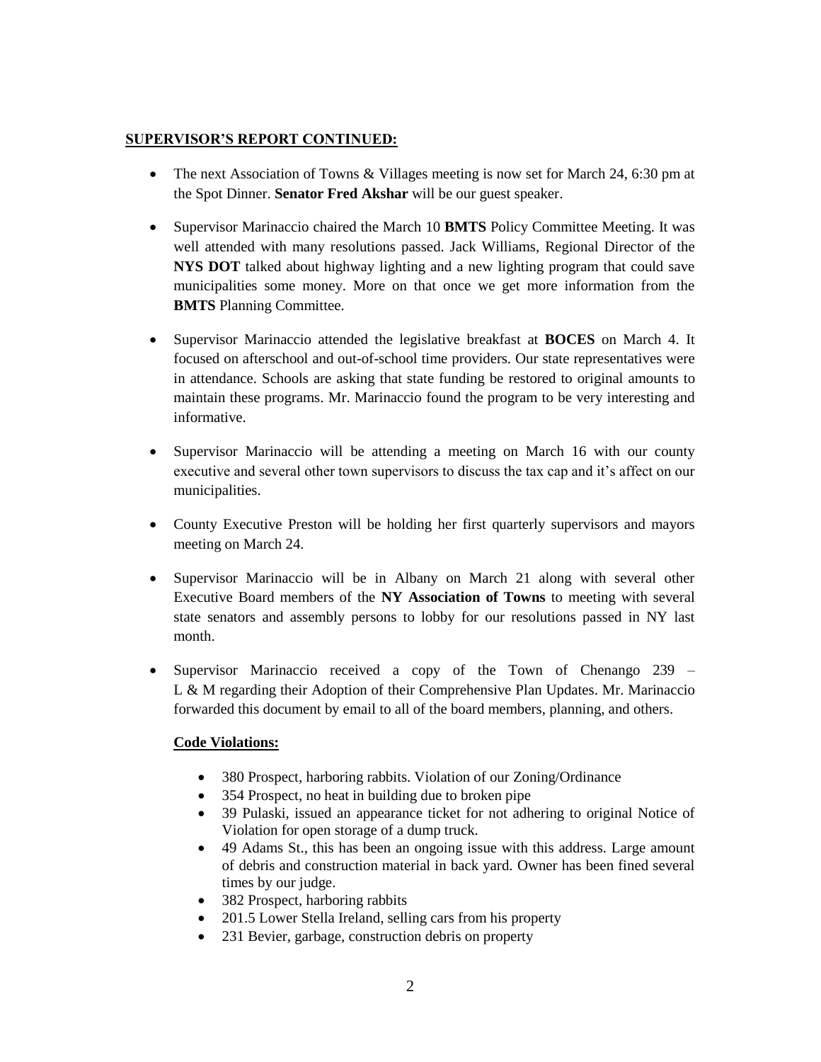**SUPERVISOR'S REPORT CONTINUED:**

- The next Association of Towns & Villages meeting is now set for March 24, 6:30 pm at the Spot Dinner. **Senator Fred Akshar** will be our guest speaker.
- Supervisor Marinaccio chaired the March 10 **BMTS** Policy Committee Meeting. It was well attended with many resolutions passed. Jack Williams, Regional Director of the **NYS DOT** talked about highway lighting and a new lighting program that could save municipalities some money. More on that once we get more information from the **BMTS** Planning Committee.
- Supervisor Marinaccio attended the legislative breakfast at **BOCES** on March 4. It focused on afterschool and out-of-school time providers. Our state representatives were in attendance. Schools are asking that state funding be restored to original amounts to maintain these programs. Mr. Marinaccio found the program to be very interesting and informative.
- Supervisor Marinaccio will be attending a meeting on March 16 with our county executive and several other town supervisors to discuss the tax cap and it's affect on our municipalities.
- County Executive Preston will be holding her first quarterly supervisors and mayors meeting on March 24.
- Supervisor Marinaccio will be in Albany on March 21 along with several other Executive Board members of the **NY Association of Towns** to meeting with several state senators and assembly persons to lobby for our resolutions passed in NY last month.
- Supervisor Marinaccio received a copy of the Town of Chenango 239 – L & M regarding their Adoption of their Comprehensive Plan Updates. Mr. Marinaccio forwarded this document by email to all of the board members, planning, and others.

**Code Violations:**

- 380 Prospect, harboring rabbits. Violation of our Zoning/Ordinance
- 354 Prospect, no heat in building due to broken pipe
- 39 Pulaski, issued an appearance ticket for not adhering to original Notice of Violation for open storage of a dump truck.
- 49 Adams St., this has been an ongoing issue with this address. Large amount of debris and construction material in back yard. Owner has been fined several times by our judge.
- 382 Prospect, harboring rabbits
- 201.5 Lower Stella Ireland, selling cars from his property
- 231 Bevier, garbage, construction debris on property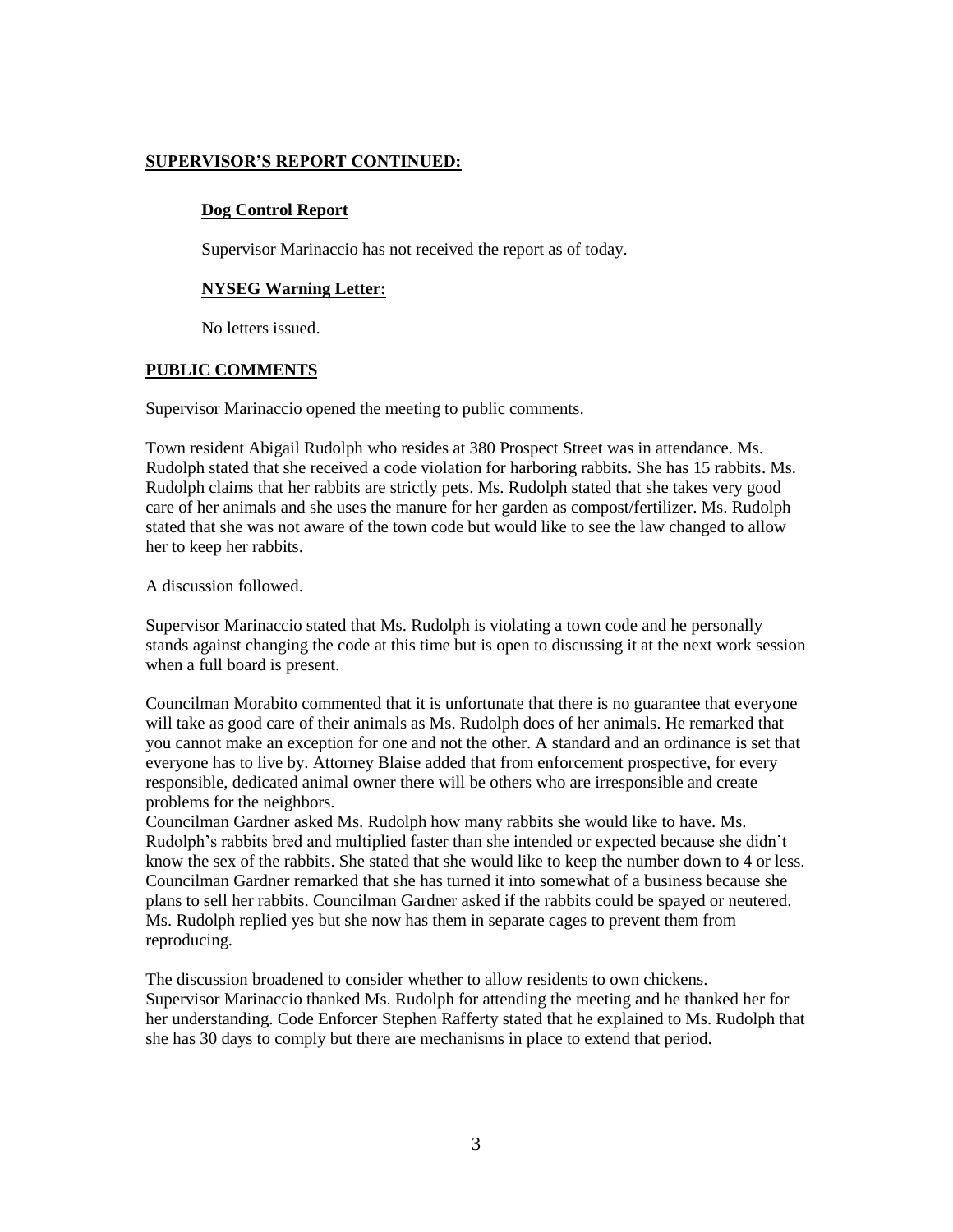**SUPERVISOR'S REPORT CONTINUED:**

**Dog Control Report**

Supervisor Marinaccio has not received the report as of today.

**NYSEG Warning Letter:**

No letters issued.

**PUBLIC COMMENTS**

Supervisor Marinaccio opened the meeting to public comments.

Town resident Abigail Rudolph who resides at 380 Prospect Street was in attendance. Ms. Rudolph stated that she received a code violation for harboring rabbits. She has 15 rabbits. Ms. Rudolph claims that her rabbits are strictly pets. Ms. Rudolph stated that she takes very good care of her animals and she uses the manure for her garden as compost/fertilizer. Ms. Rudolph stated that she was not aware of the town code but would like to see the law changed to allow her to keep her rabbits.

A discussion followed.

Supervisor Marinaccio stated that Ms. Rudolph is violating a town code and he personally stands against changing the code at this time but is open to discussing it at the next work session when a full board is present.

Councilman Morabito commented that it is unfortunate that there is no guarantee that everyone will take as good care of their animals as Ms. Rudolph does of her animals. He remarked that you cannot make an exception for one and not the other. A standard and an ordinance is set that everyone has to live by. Attorney Blaise added that from enforcement prospective, for every responsible, dedicated animal owner there will be others who are irresponsible and create problems for the neighbors.

Councilman Gardner asked Ms. Rudolph how many rabbits she would like to have. Ms. Rudolph's rabbits bred and multiplied faster than she intended or expected because she didn't know the sex of the rabbits. She stated that she would like to keep the number down to 4 or less. Councilman Gardner remarked that she has turned it into somewhat of a business because she plans to sell her rabbits. Councilman Gardner asked if the rabbits could be spayed or neutered. Ms. Rudolph replied yes but she now has them in separate cages to prevent them from reproducing.

The discussion broadened to consider whether to allow residents to own chickens.
Supervisor Marinaccio thanked Ms. Rudolph for attending the meeting and he thanked her for her understanding. Code Enforcer Stephen Rafferty stated that he explained to Ms. Rudolph that she has 30 days to comply but there are mechanisms in place to extend that period.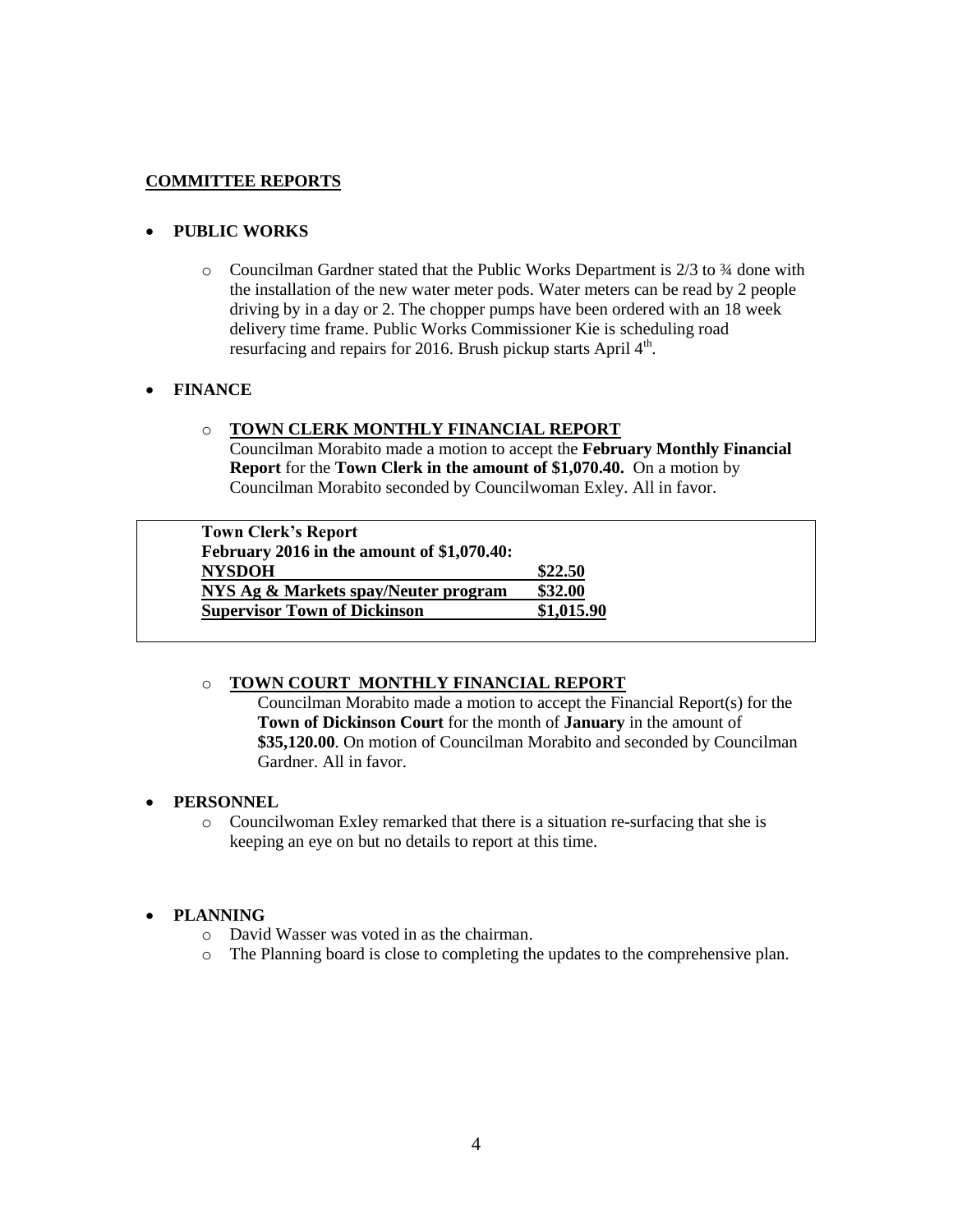## COMMITTEE REPORTS

- **PUBLIC WORKS**
  - Councilman Gardner stated that the Public Works Department is 2/3 to ¾ done with the installation of the new water meter pods. Water meters can be read by 2 people driving by in a day or 2. The chopper pumps have been ordered with an 18 week delivery time frame. Public Works Commissioner Kie is scheduling road resurfacing and repairs for 2016. Brush pickup starts April 4th.

- **FINANCE**
  - **TOWN CLERK MONTHLY FINANCIAL REPORT**
    Councilman Morabito made a motion to accept the **February Monthly Financial Report** for the **Town Clerk in the amount of $1,070.40.** On a motion by Councilman Morabito seconded by Councilwoman Exley. All in favor.

| **Town Clerk's Report February 2016 in the amount of $1,070.40:** | |
|---|---|
| **NYSDOH** | **$22.50** |
| **NYS Ag & Markets spay/Neuter program** | **$32.00** |
| **Supervisor Town of Dickinson** | **$1,015.90** |

  - **TOWN COURT MONTHLY FINANCIAL REPORT**
    Councilman Morabito made a motion to accept the Financial Report(s) for the **Town of Dickinson Court** for the month of **January** in the amount of **$35,120.00**. On motion of Councilman Morabito and seconded by Councilman Gardner. All in favor.

- **PERSONNEL**
  - Councilwoman Exley remarked that there is a situation re-surfacing that she is keeping an eye on but no details to report at this time.

- **PLANNING**
  - David Wasser was voted in as the chairman.
  - The Planning board is close to completing the updates to the comprehensive plan.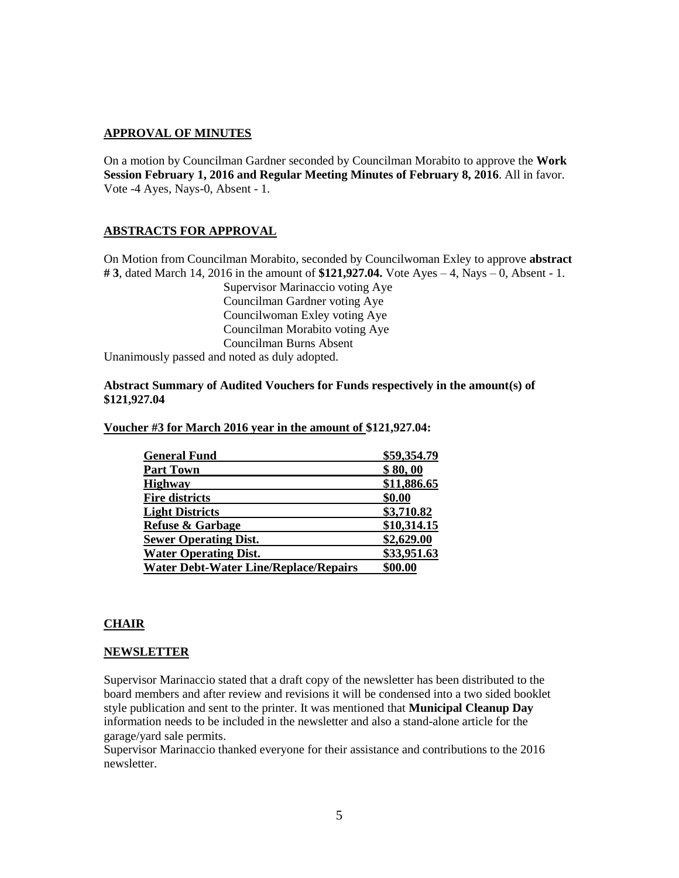## APPROVAL OF MINUTES

On a motion by Councilman Gardner seconded by Councilman Morabito to approve the **Work Session February 1, 2016 and Regular Meeting Minutes of February 8, 2016**. All in favor. Vote -4 Ayes, Nays-0, Absent - 1.

## ABSTRACTS FOR APPROVAL

On Motion from Councilman Morabito, seconded by Councilwoman Exley to approve **abstract # 3**, dated March 14, 2016 in the amount of **$121,927.04.** Vote Ayes – 4, Nays – 0, Absent - 1.

Supervisor Marinaccio voting Aye
Councilman Gardner voting Aye
Councilwoman Exley voting Aye
Councilman Morabito voting Aye
Councilman Burns Absent

Unanimously passed and noted as duly adopted.

**Abstract Summary of Audited Vouchers for Funds respectively in the amount(s) of $121,927.04**

**Voucher #3 for March 2016 year in the amount of $121,927.04:**

| | |
|---|---|
| **General Fund** | **$59,354.79** |
| **Part Town** | **$ 80, 00** |
| **Highway** | **$11,886.65** |
| **Fire districts** | **$0.00** |
| **Light Districts** | **$3,710.82** |
| **Refuse & Garbage** | **$10,314.15** |
| **Sewer Operating Dist.** | **$2,629.00** |
| **Water Operating Dist.** | **$33,951.63** |
| **Water Debt-Water Line/Replace/Repairs** | **$00.00** |

## CHAIR

## NEWSLETTER

Supervisor Marinaccio stated that a draft copy of the newsletter has been distributed to the board members and after review and revisions it will be condensed into a two sided booklet style publication and sent to the printer. It was mentioned that **Municipal Cleanup Day** information needs to be included in the newsletter and also a stand-alone article for the garage/yard sale permits.

Supervisor Marinaccio thanked everyone for their assistance and contributions to the 2016 newsletter.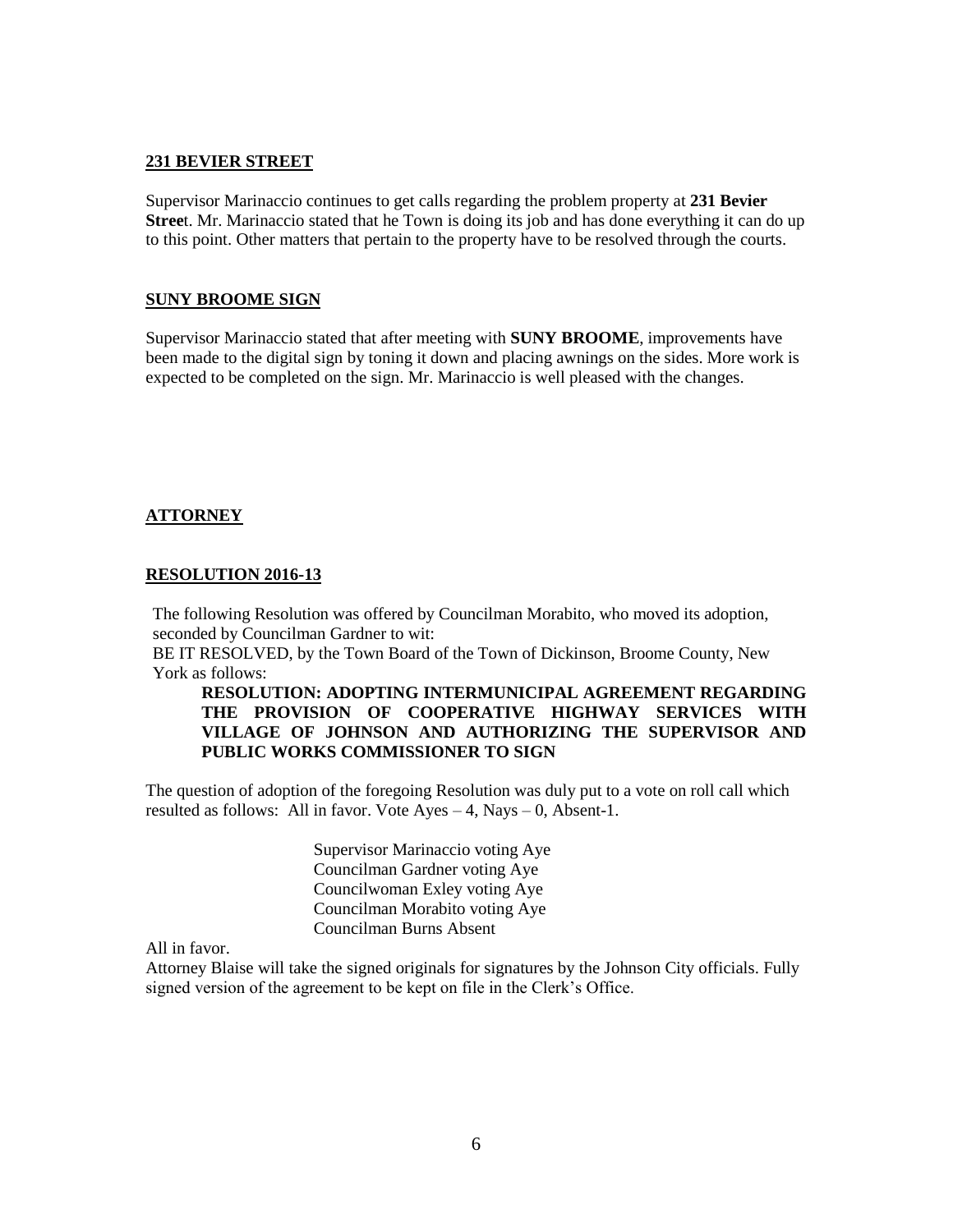**231 BEVIER STREET**

Supervisor Marinaccio continues to get calls regarding the problem property at **231 Bevier Stree**t. Mr. Marinaccio stated that he Town is doing its job and has done everything it can do up to this point. Other matters that pertain to the property have to be resolved through the courts.

**SUNY BROOME SIGN**

Supervisor Marinaccio stated that after meeting with **SUNY BROOME**, improvements have been made to the digital sign by toning it down and placing awnings on the sides. More work is expected to be completed on the sign. Mr. Marinaccio is well pleased with the changes.

**ATTORNEY**

**RESOLUTION 2016-13**

The following Resolution was offered by Councilman Morabito, who moved its adoption, seconded by Councilman Gardner to wit:
BE IT RESOLVED, by the Town Board of the Town of Dickinson, Broome County, New York as follows:

**RESOLUTION: ADOPTING INTERMUNICIPAL AGREEMENT REGARDING THE PROVISION OF COOPERATIVE HIGHWAY SERVICES WITH VILLAGE OF JOHNSON AND AUTHORIZING THE SUPERVISOR AND PUBLIC WORKS COMMISSIONER TO SIGN**

The question of adoption of the foregoing Resolution was duly put to a vote on roll call which resulted as follows: All in favor. Vote Ayes – 4, Nays – 0, Absent-1.

Supervisor Marinaccio voting Aye
Councilman Gardner voting Aye
Councilwoman Exley voting Aye
Councilman Morabito voting Aye
Councilman Burns Absent

All in favor.
Attorney Blaise will take the signed originals for signatures by the Johnson City officials. Fully signed version of the agreement to be kept on file in the Clerk's Office.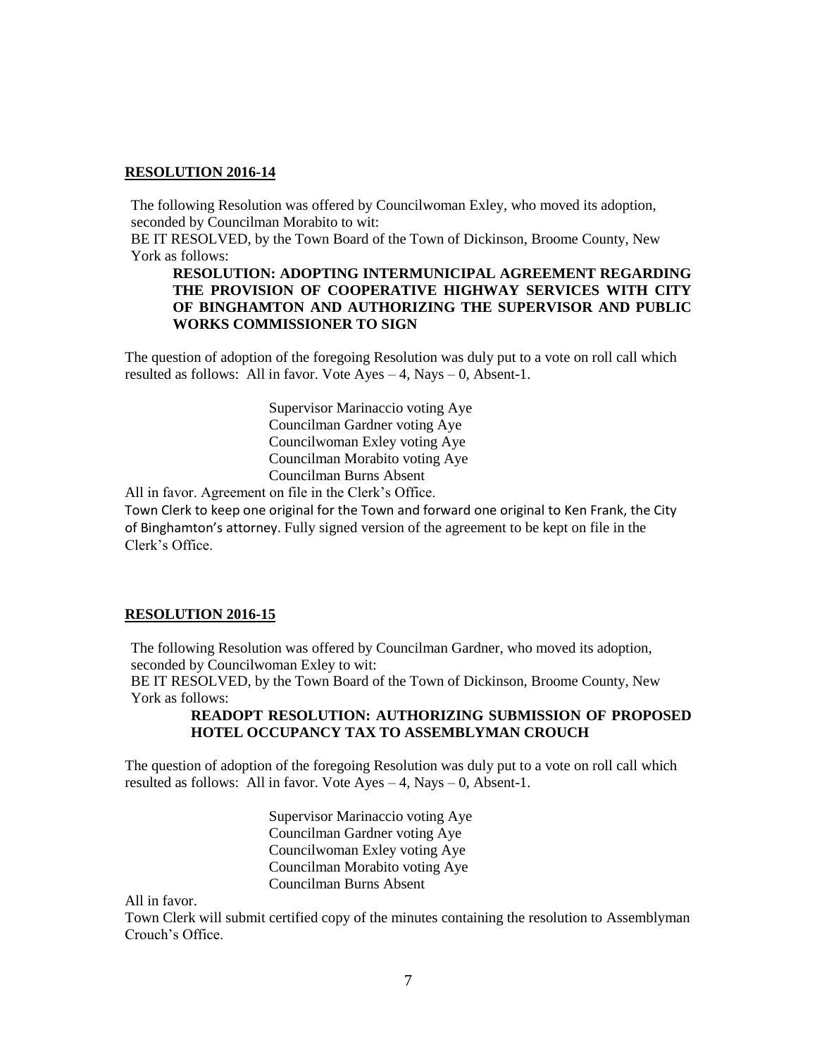**RESOLUTION 2016-14**

The following Resolution was offered by Councilwoman Exley, who moved its adoption, seconded by Councilman Morabito to wit:
BE IT RESOLVED, by the Town Board of the Town of Dickinson, Broome County, New York as follows:

**RESOLUTION: ADOPTING INTERMUNICIPAL AGREEMENT REGARDING THE PROVISION OF COOPERATIVE HIGHWAY SERVICES WITH CITY OF BINGHAMTON AND AUTHORIZING THE SUPERVISOR AND PUBLIC WORKS COMMISSIONER TO SIGN**

The question of adoption of the foregoing Resolution was duly put to a vote on roll call which resulted as follows: All in favor. Vote Ayes – 4, Nays – 0, Absent-1.

Supervisor Marinaccio voting Aye
Councilman Gardner voting Aye
Councilwoman Exley voting Aye
Councilman Morabito voting Aye
Councilman Burns Absent

All in favor. Agreement on file in the Clerk's Office.
Town Clerk to keep one original for the Town and forward one original to Ken Frank, the City of Binghamton's attorney. Fully signed version of the agreement to be kept on file in the Clerk's Office.

**RESOLUTION 2016-15**

The following Resolution was offered by Councilman Gardner, who moved its adoption, seconded by Councilwoman Exley to wit:
BE IT RESOLVED, by the Town Board of the Town of Dickinson, Broome County, New York as follows:

**READOPT RESOLUTION: AUTHORIZING SUBMISSION OF PROPOSED HOTEL OCCUPANCY TAX TO ASSEMBLYMAN CROUCH**

The question of adoption of the foregoing Resolution was duly put to a vote on roll call which resulted as follows: All in favor. Vote Ayes – 4, Nays – 0, Absent-1.

Supervisor Marinaccio voting Aye
Councilman Gardner voting Aye
Councilwoman Exley voting Aye
Councilman Morabito voting Aye
Councilman Burns Absent

All in favor.
Town Clerk will submit certified copy of the minutes containing the resolution to Assemblyman Crouch's Office.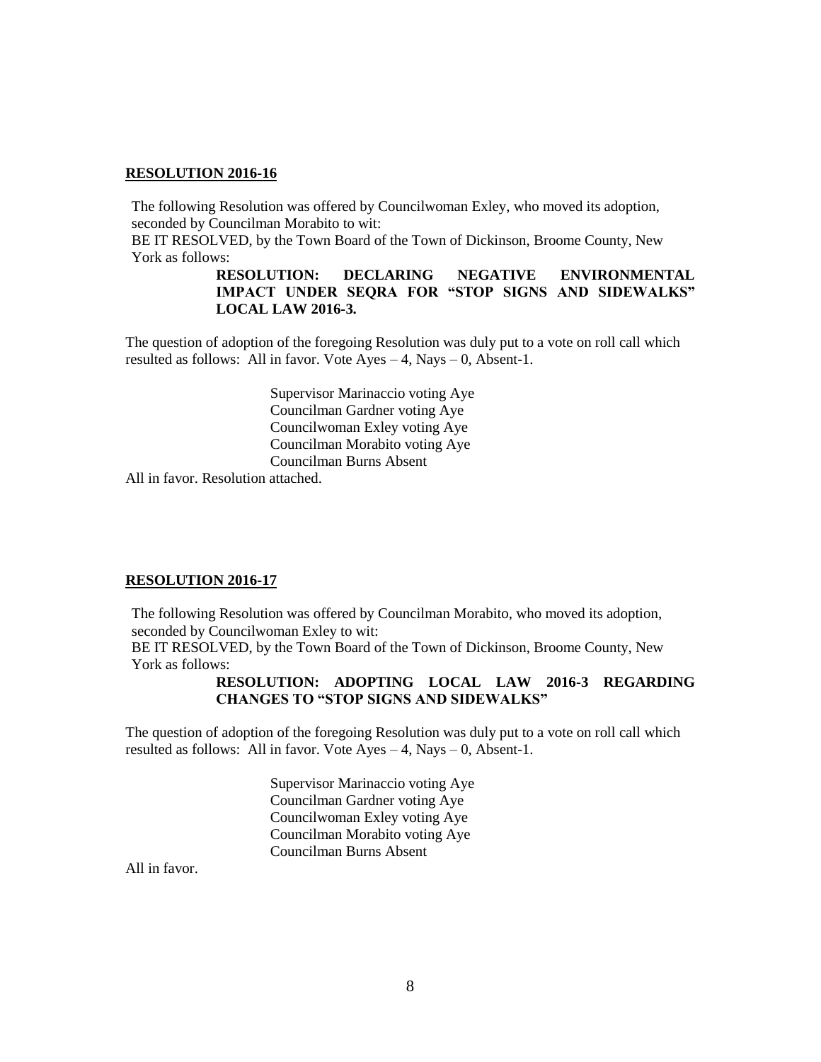**RESOLUTION 2016-16**

The following Resolution was offered by Councilwoman Exley, who moved its adoption, seconded by Councilman Morabito to wit:

BE IT RESOLVED, by the Town Board of the Town of Dickinson, Broome County, New York as follows:

> **RESOLUTION: DECLARING NEGATIVE ENVIRONMENTAL IMPACT UNDER SEQRA FOR "STOP SIGNS AND SIDEWALKS" LOCAL LAW 2016-3.**

The question of adoption of the foregoing Resolution was duly put to a vote on roll call which resulted as follows: All in favor. Vote Ayes – 4, Nays – 0, Absent-1.

> Supervisor Marinaccio voting Aye
> Councilman Gardner voting Aye
> Councilwoman Exley voting Aye
> Councilman Morabito voting Aye
> Councilman Burns Absent

All in favor. Resolution attached.

**RESOLUTION 2016-17**

The following Resolution was offered by Councilman Morabito, who moved its adoption, seconded by Councilwoman Exley to wit:

BE IT RESOLVED, by the Town Board of the Town of Dickinson, Broome County, New York as follows:

> **RESOLUTION: ADOPTING LOCAL LAW 2016-3 REGARDING CHANGES TO "STOP SIGNS AND SIDEWALKS"**

The question of adoption of the foregoing Resolution was duly put to a vote on roll call which resulted as follows: All in favor. Vote Ayes – 4, Nays – 0, Absent-1.

> Supervisor Marinaccio voting Aye
> Councilman Gardner voting Aye
> Councilwoman Exley voting Aye
> Councilman Morabito voting Aye
> Councilman Burns Absent

All in favor.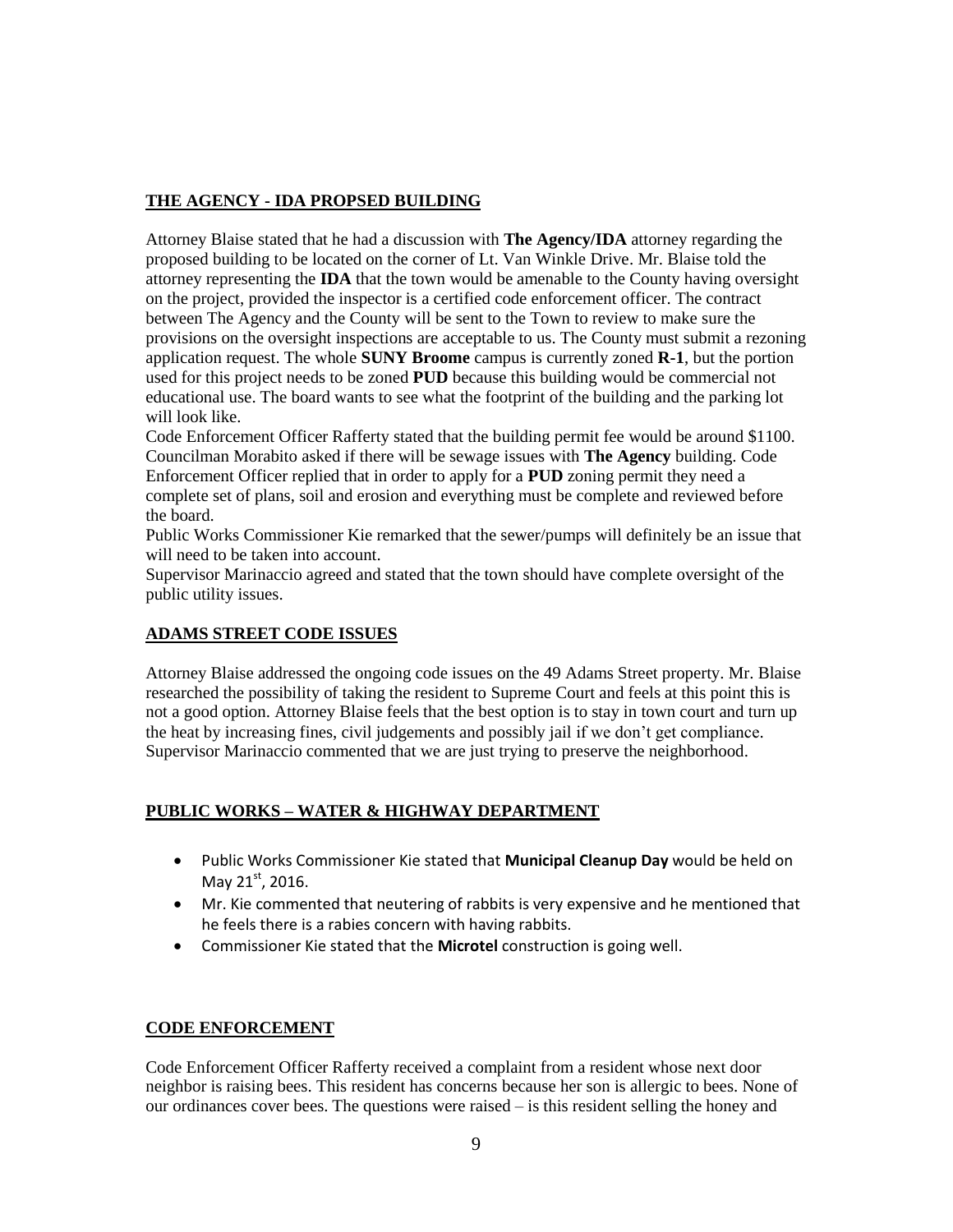## THE AGENCY - IDA PROPSED BUILDING

Attorney Blaise stated that he had a discussion with **The Agency/IDA** attorney regarding the proposed building to be located on the corner of Lt. Van Winkle Drive. Mr. Blaise told the attorney representing the **IDA** that the town would be amenable to the County having oversight on the project, provided the inspector is a certified code enforcement officer. The contract between The Agency and the County will be sent to the Town to review to make sure the provisions on the oversight inspections are acceptable to us. The County must submit a rezoning application request. The whole **SUNY Broome** campus is currently zoned **R-1**, but the portion used for this project needs to be zoned **PUD** because this building would be commercial not educational use. The board wants to see what the footprint of the building and the parking lot will look like.

Code Enforcement Officer Rafferty stated that the building permit fee would be around $1100. Councilman Morabito asked if there will be sewage issues with **The Agency** building. Code Enforcement Officer replied that in order to apply for a **PUD** zoning permit they need a complete set of plans, soil and erosion and everything must be complete and reviewed before the board.

Public Works Commissioner Kie remarked that the sewer/pumps will definitely be an issue that will need to be taken into account.

Supervisor Marinaccio agreed and stated that the town should have complete oversight of the public utility issues.

## ADAMS STREET CODE ISSUES

Attorney Blaise addressed the ongoing code issues on the 49 Adams Street property. Mr. Blaise researched the possibility of taking the resident to Supreme Court and feels at this point this is not a good option. Attorney Blaise feels that the best option is to stay in town court and turn up the heat by increasing fines, civil judgements and possibly jail if we don't get compliance. Supervisor Marinaccio commented that we are just trying to preserve the neighborhood.

## PUBLIC WORKS – WATER & HIGHWAY DEPARTMENT

- Public Works Commissioner Kie stated that **Municipal Cleanup Day** would be held on May 21st, 2016.
- Mr. Kie commented that neutering of rabbits is very expensive and he mentioned that he feels there is a rabies concern with having rabbits.
- Commissioner Kie stated that the **Microtel** construction is going well.

## CODE ENFORCEMENT

Code Enforcement Officer Rafferty received a complaint from a resident whose next door neighbor is raising bees. This resident has concerns because her son is allergic to bees. None of our ordinances cover bees. The questions were raised – is this resident selling the honey and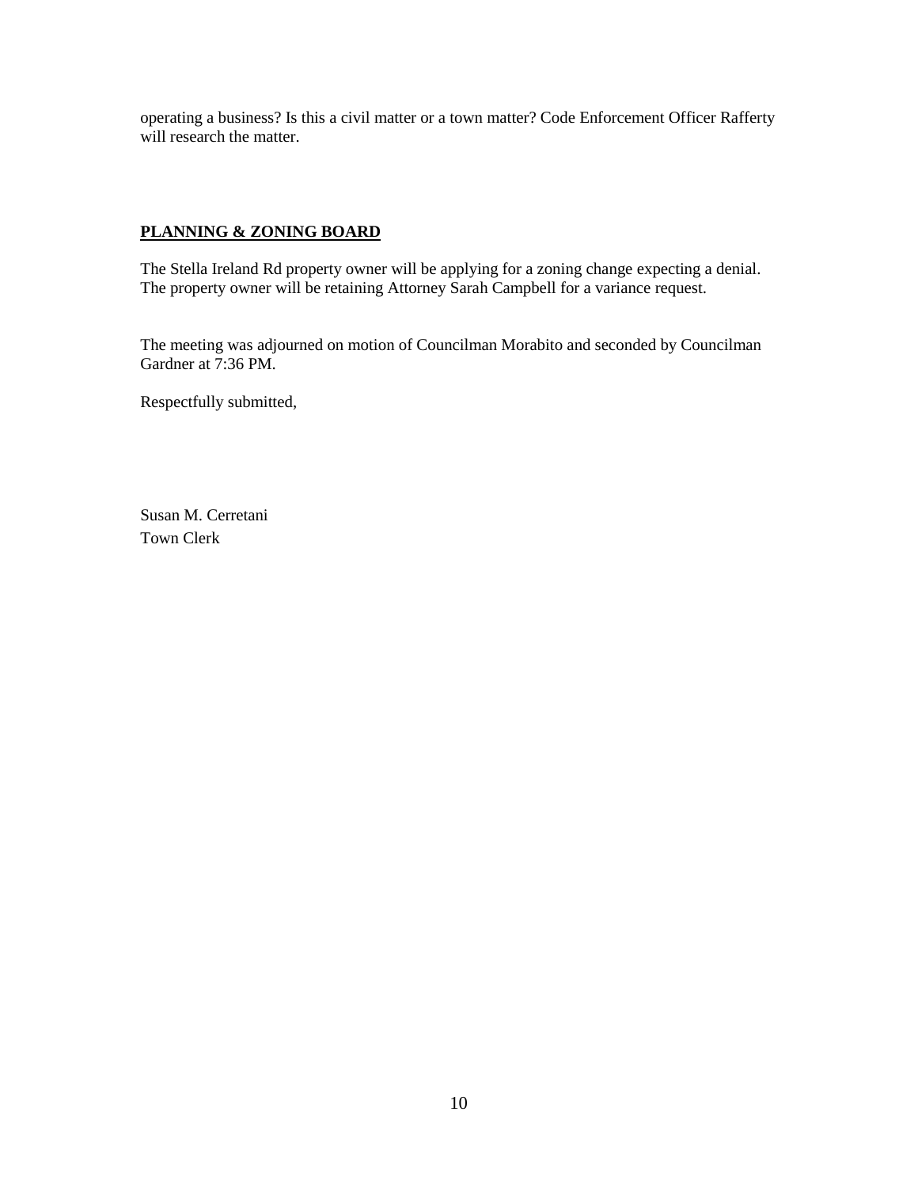operating a business? Is this a civil matter or a town matter? Code Enforcement Officer Rafferty will research the matter.

## **PLANNING & ZONING BOARD**

The Stella Ireland Rd property owner will be applying for a zoning change expecting a denial. The property owner will be retaining Attorney Sarah Campbell for a variance request.

The meeting was adjourned on motion of Councilman Morabito and seconded by Councilman Gardner at 7:36 PM.

Respectfully submitted,

Susan M. Cerretani
Town Clerk